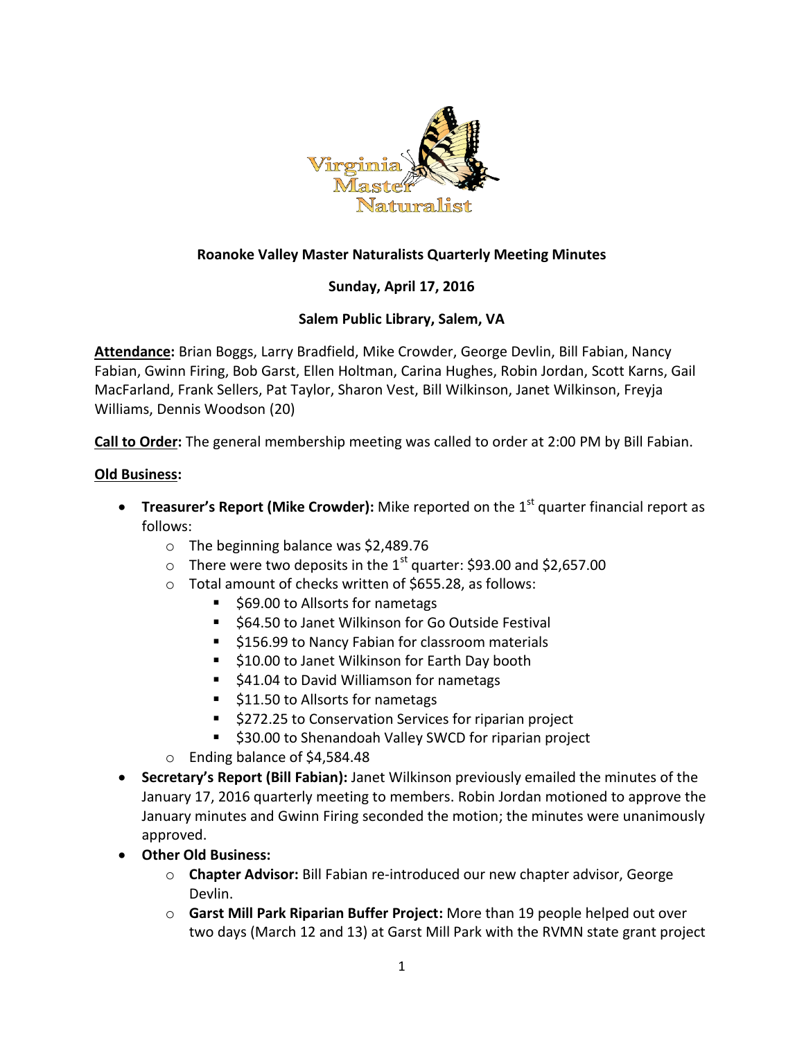**Roanoke Valley Master Naturalists Quarterly Meeting Minutes**

**Sunday, April 17, 2016**

**Salem Public Library, Salem, VA**

**Attendance:** Brian Boggs, Larry Bradfield, Mike Crowder, George Devlin, Bill Fabian, Nancy Fabian, Gwinn Firing, Bob Garst, Ellen Holtman, Carina Hughes, Robin Jordan, Scott Karns, Gail MacFarland, Frank Sellers, Pat Taylor, Sharon Vest, Bill Wilkinson, Janet Wilkinson, Freyja Williams, Dennis Woodson (20)

**Call to Order:** The general membership meeting was called to order at 2:00 PM by Bill Fabian.

**Old Business:**

- **Treasurer's Report (Mike Crowder):** Mike reported on the 1st quarter financial report as follows:
  - The beginning balance was $2,489.76
  - There were two deposits in the 1st quarter: $93.00 and $2,657.00
  - Total amount of checks written of $655.28, as follows:
    - $69.00 to Allsorts for nametags
    - $64.50 to Janet Wilkinson for Go Outside Festival
    - $156.99 to Nancy Fabian for classroom materials
    - $10.00 to Janet Wilkinson for Earth Day booth
    - $41.04 to David Williamson for nametags
    - $11.50 to Allsorts for nametags
    - $272.25 to Conservation Services for riparian project
    - $30.00 to Shenandoah Valley SWCD for riparian project
  - Ending balance of $4,584.48
- **Secretary's Report (Bill Fabian):** Janet Wilkinson previously emailed the minutes of the January 17, 2016 quarterly meeting to members. Robin Jordan motioned to approve the January minutes and Gwinn Firing seconded the motion; the minutes were unanimously approved.
- **Other Old Business:**
  - **Chapter Advisor:** Bill Fabian re-introduced our new chapter advisor, George Devlin.
  - **Garst Mill Park Riparian Buffer Project:** More than 19 people helped out over two days (March 12 and 13) at Garst Mill Park with the RVMN state grant project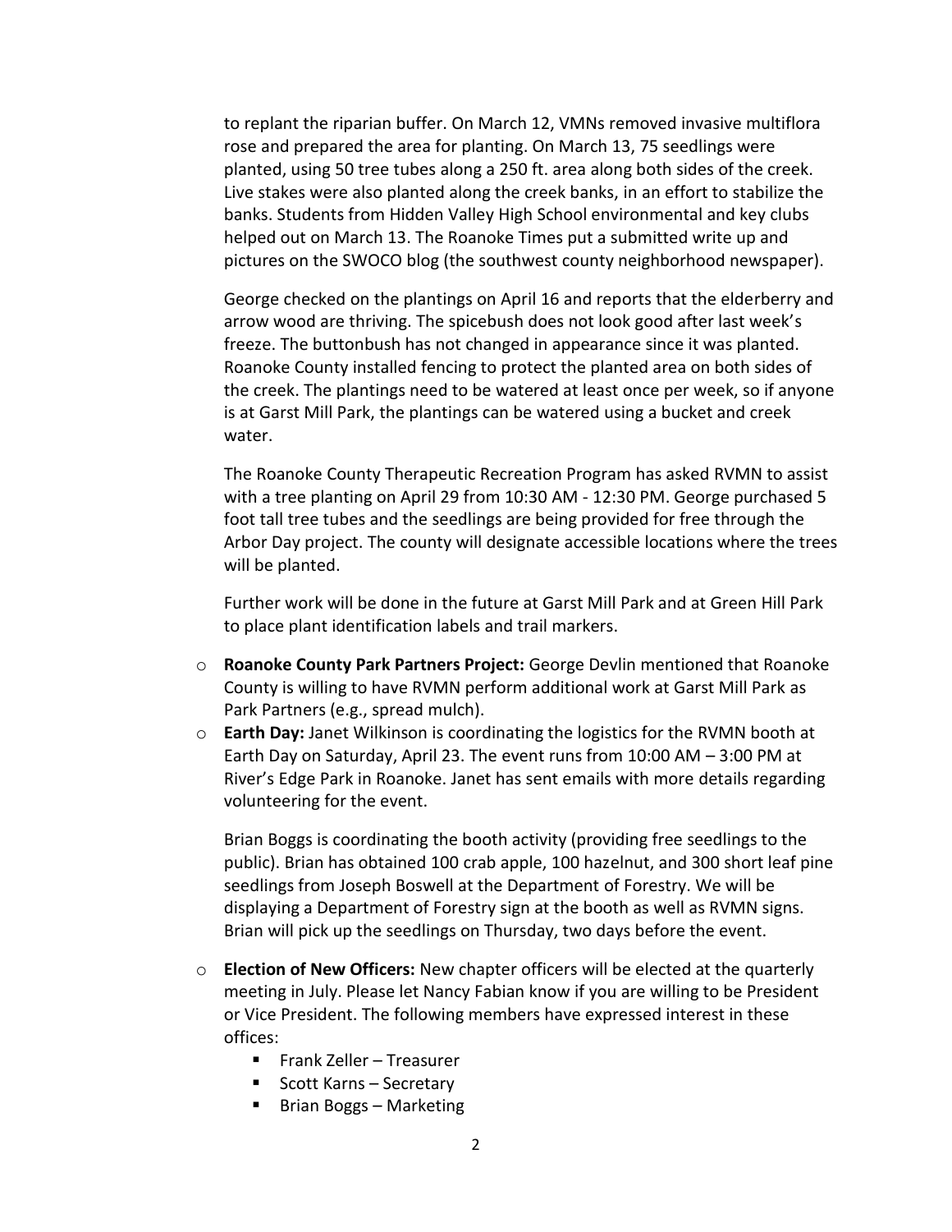to replant the riparian buffer. On March 12, VMNs removed invasive multiflora rose and prepared the area for planting. On March 13, 75 seedlings were planted, using 50 tree tubes along a 250 ft. area along both sides of the creek. Live stakes were also planted along the creek banks, in an effort to stabilize the banks. Students from Hidden Valley High School environmental and key clubs helped out on March 13. The Roanoke Times put a submitted write up and pictures on the SWOCO blog (the southwest county neighborhood newspaper).

George checked on the plantings on April 16 and reports that the elderberry and arrow wood are thriving. The spicebush does not look good after last week's freeze. The buttonbush has not changed in appearance since it was planted. Roanoke County installed fencing to protect the planted area on both sides of the creek. The plantings need to be watered at least once per week, so if anyone is at Garst Mill Park, the plantings can be watered using a bucket and creek water.

The Roanoke County Therapeutic Recreation Program has asked RVMN to assist with a tree planting on April 29 from 10:30 AM - 12:30 PM. George purchased 5 foot tall tree tubes and the seedlings are being provided for free through the Arbor Day project. The county will designate accessible locations where the trees will be planted.

Further work will be done in the future at Garst Mill Park and at Green Hill Park to place plant identification labels and trail markers.

- **Roanoke County Park Partners Project:** George Devlin mentioned that Roanoke County is willing to have RVMN perform additional work at Garst Mill Park as Park Partners (e.g., spread mulch).
- **Earth Day:** Janet Wilkinson is coordinating the logistics for the RVMN booth at Earth Day on Saturday, April 23. The event runs from 10:00 AM – 3:00 PM at River's Edge Park in Roanoke. Janet has sent emails with more details regarding volunteering for the event.

  Brian Boggs is coordinating the booth activity (providing free seedlings to the public). Brian has obtained 100 crab apple, 100 hazelnut, and 300 short leaf pine seedlings from Joseph Boswell at the Department of Forestry. We will be displaying a Department of Forestry sign at the booth as well as RVMN signs. Brian will pick up the seedlings on Thursday, two days before the event.

- **Election of New Officers:** New chapter officers will be elected at the quarterly meeting in July. Please let Nancy Fabian know if you are willing to be President or Vice President. The following members have expressed interest in these offices:
  - Frank Zeller – Treasurer
  - Scott Karns – Secretary
  - Brian Boggs – Marketing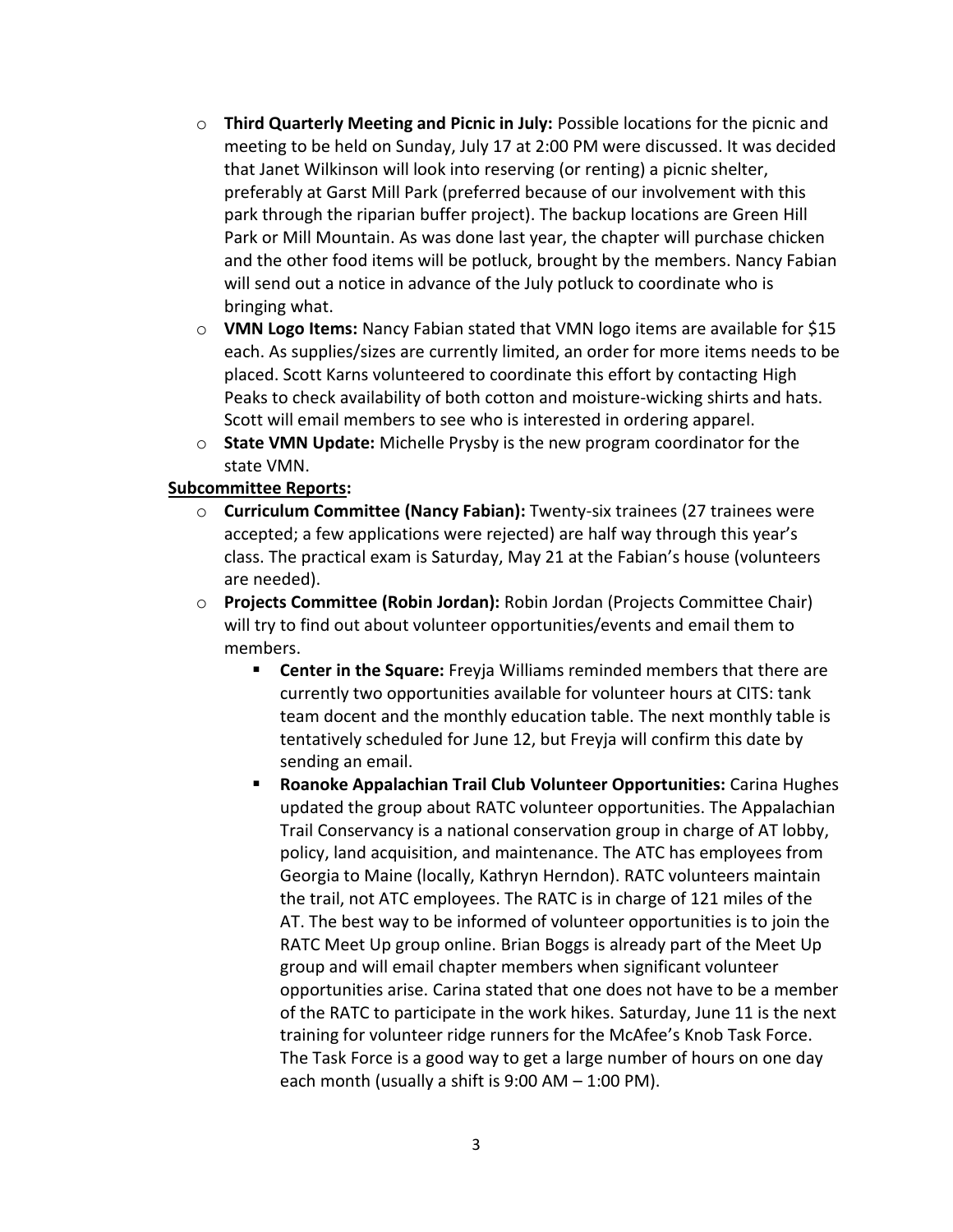- **Third Quarterly Meeting and Picnic in July:** Possible locations for the picnic and meeting to be held on Sunday, July 17 at 2:00 PM were discussed. It was decided that Janet Wilkinson will look into reserving (or renting) a picnic shelter, preferably at Garst Mill Park (preferred because of our involvement with this park through the riparian buffer project). The backup locations are Green Hill Park or Mill Mountain. As was done last year, the chapter will purchase chicken and the other food items will be potluck, brought by the members. Nancy Fabian will send out a notice in advance of the July potluck to coordinate who is bringing what.
- **VMN Logo Items:** Nancy Fabian stated that VMN logo items are available for $15 each. As supplies/sizes are currently limited, an order for more items needs to be placed. Scott Karns volunteered to coordinate this effort by contacting High Peaks to check availability of both cotton and moisture-wicking shirts and hats. Scott will email members to see who is interested in ordering apparel.
- **State VMN Update:** Michelle Prysby is the new program coordinator for the state VMN.

**Subcommittee Reports:**

- **Curriculum Committee (Nancy Fabian):** Twenty-six trainees (27 trainees were accepted; a few applications were rejected) are half way through this year's class. The practical exam is Saturday, May 21 at the Fabian's house (volunteers are needed).
- **Projects Committee (Robin Jordan):** Robin Jordan (Projects Committee Chair) will try to find out about volunteer opportunities/events and email them to members.
    - **Center in the Square:** Freyja Williams reminded members that there are currently two opportunities available for volunteer hours at CITS: tank team docent and the monthly education table. The next monthly table is tentatively scheduled for June 12, but Freyja will confirm this date by sending an email.
    - **Roanoke Appalachian Trail Club Volunteer Opportunities:** Carina Hughes updated the group about RATC volunteer opportunities. The Appalachian Trail Conservancy is a national conservation group in charge of AT lobby, policy, land acquisition, and maintenance. The ATC has employees from Georgia to Maine (locally, Kathryn Herndon). RATC volunteers maintain the trail, not ATC employees. The RATC is in charge of 121 miles of the AT. The best way to be informed of volunteer opportunities is to join the RATC Meet Up group online. Brian Boggs is already part of the Meet Up group and will email chapter members when significant volunteer opportunities arise. Carina stated that one does not have to be a member of the RATC to participate in the work hikes. Saturday, June 11 is the next training for volunteer ridge runners for the McAfee's Knob Task Force. The Task Force is a good way to get a large number of hours on one day each month (usually a shift is 9:00 AM – 1:00 PM).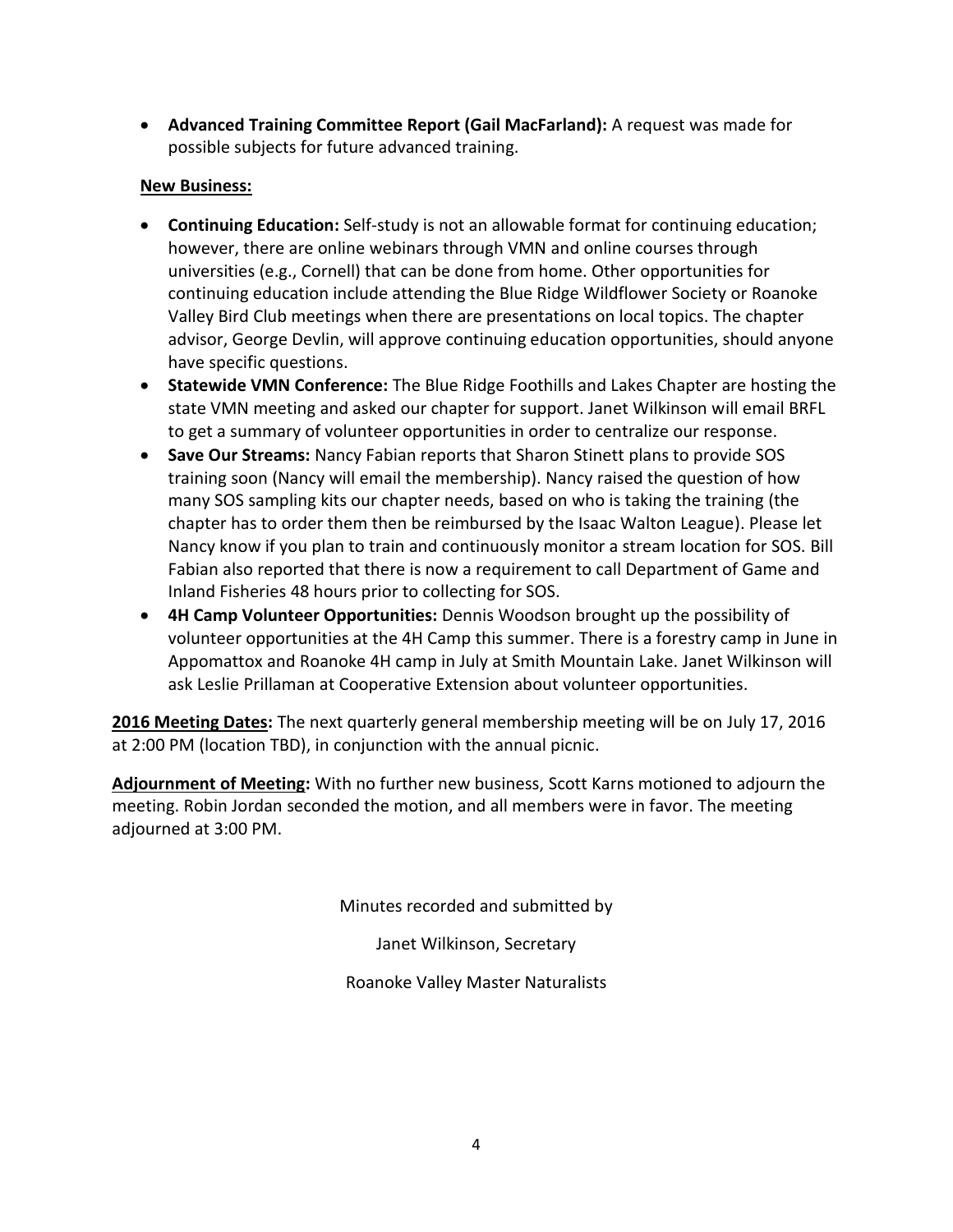- **Advanced Training Committee Report (Gail MacFarland):** A request was made for possible subjects for future advanced training.

**New Business:**

- **Continuing Education:** Self-study is not an allowable format for continuing education; however, there are online webinars through VMN and online courses through universities (e.g., Cornell) that can be done from home. Other opportunities for continuing education include attending the Blue Ridge Wildflower Society or Roanoke Valley Bird Club meetings when there are presentations on local topics. The chapter advisor, George Devlin, will approve continuing education opportunities, should anyone have specific questions.
- **Statewide VMN Conference:** The Blue Ridge Foothills and Lakes Chapter are hosting the state VMN meeting and asked our chapter for support. Janet Wilkinson will email BRFL to get a summary of volunteer opportunities in order to centralize our response.
- **Save Our Streams:** Nancy Fabian reports that Sharon Stinett plans to provide SOS training soon (Nancy will email the membership). Nancy raised the question of how many SOS sampling kits our chapter needs, based on who is taking the training (the chapter has to order them then be reimbursed by the Isaac Walton League). Please let Nancy know if you plan to train and continuously monitor a stream location for SOS. Bill Fabian also reported that there is now a requirement to call Department of Game and Inland Fisheries 48 hours prior to collecting for SOS.
- **4H Camp Volunteer Opportunities:** Dennis Woodson brought up the possibility of volunteer opportunities at the 4H Camp this summer. There is a forestry camp in June in Appomattox and Roanoke 4H camp in July at Smith Mountain Lake. Janet Wilkinson will ask Leslie Prillaman at Cooperative Extension about volunteer opportunities.

**2016 Meeting Dates:** The next quarterly general membership meeting will be on July 17, 2016 at 2:00 PM (location TBD), in conjunction with the annual picnic.

**Adjournment of Meeting:** With no further new business, Scott Karns motioned to adjourn the meeting. Robin Jordan seconded the motion, and all members were in favor. The meeting adjourned at 3:00 PM.

Minutes recorded and submitted by

Janet Wilkinson, Secretary

Roanoke Valley Master Naturalists